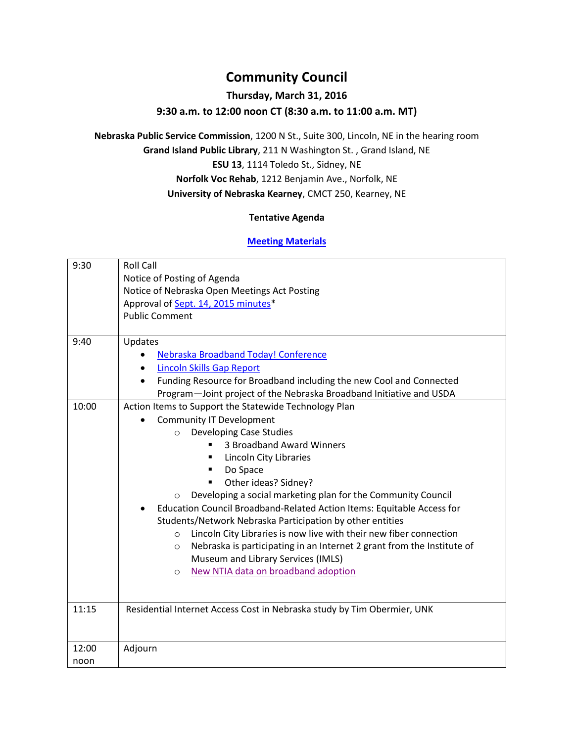# Community Council

**Thursday, March 31, 2016**

**9:30 a.m. to 12:00 noon CT (8:30 a.m. to 11:00 a.m. MT)**

**Nebraska Public Service Commission**, 1200 N St., Suite 300, Lincoln, NE in the hearing room
**Grand Island Public Library**, 211 N Washington St. , Grand Island, NE
**ESU 13**, 1114 Toledo St., Sidney, NE
**Norfolk Voc Rehab**, 1212 Benjamin Ave., Norfolk, NE
**University of Nebraska Kearney**, CMCT 250, Kearney, NE

**Tentative Agenda**

**Meeting Materials**

| | |
|---|---|
| 9:30 | Roll Call<br>Notice of Posting of Agenda<br>Notice of Nebraska Open Meetings Act Posting<br>Approval of Sept. 14, 2015 minutes*<br>Public Comment |
| 9:40 | Updates<br>• Nebraska Broadband Today! Conference<br>• Lincoln Skills Gap Report<br>• Funding Resource for Broadband including the new Cool and Connected Program—Joint project of the Nebraska Broadband Initiative and USDA |
| 10:00 | Action Items to Support the Statewide Technology Plan<br>• Community IT Development<br>  ○ Developing Case Studies<br>    ▪ 3 Broadband Award Winners<br>    ▪ Lincoln City Libraries<br>    ▪ Do Space<br>    ▪ Other ideas? Sidney?<br>  ○ Developing a social marketing plan for the Community Council<br>• Education Council Broadband-Related Action Items: Equitable Access for Students/Network Nebraska Participation by other entities<br>  ○ Lincoln City Libraries is now live with their new fiber connection<br>  ○ Nebraska is participating in an Internet 2 grant from the Institute of Museum and Library Services (IMLS)<br>  ○ New NTIA data on broadband adoption |
| 11:15 | Residential Internet Access Cost in Nebraska study by Tim Obermier, UNK |
| 12:00 noon | Adjourn |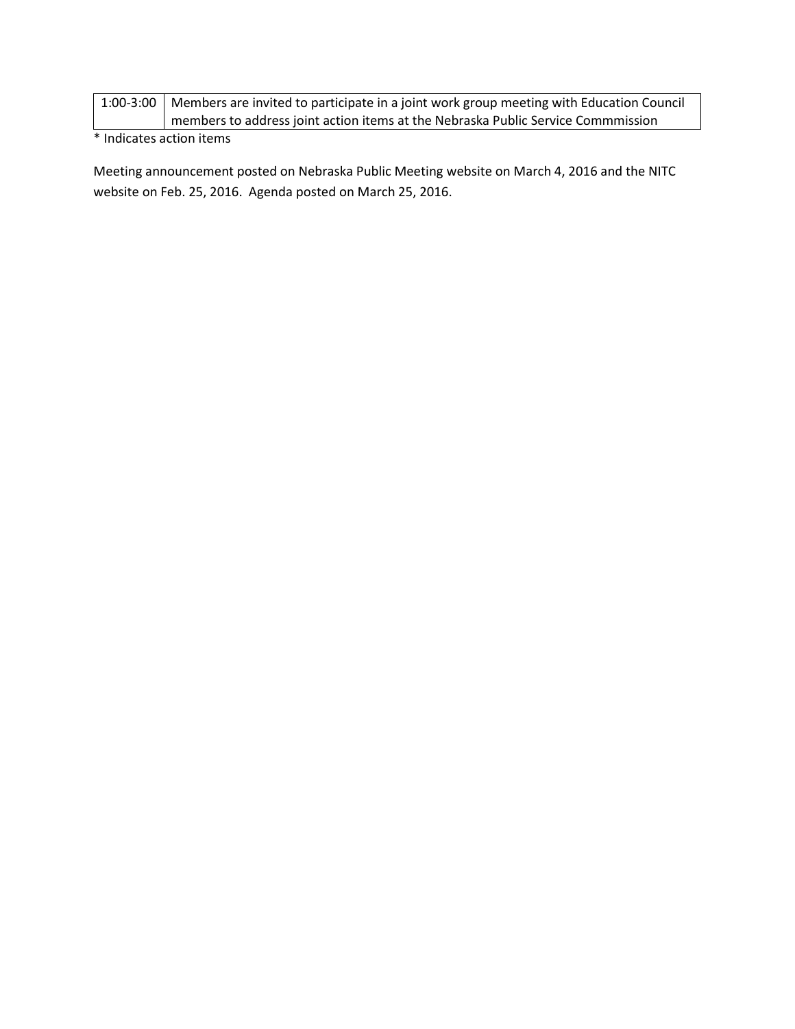| | |
|---|---|
| 1:00-3:00 | Members are invited to participate in a joint work group meeting with Education Council members to address joint action items at the Nebraska Public Service Commmission |

* Indicates action items

Meeting announcement posted on Nebraska Public Meeting website on March 4, 2016 and the NITC website on Feb. 25, 2016. Agenda posted on March 25, 2016.